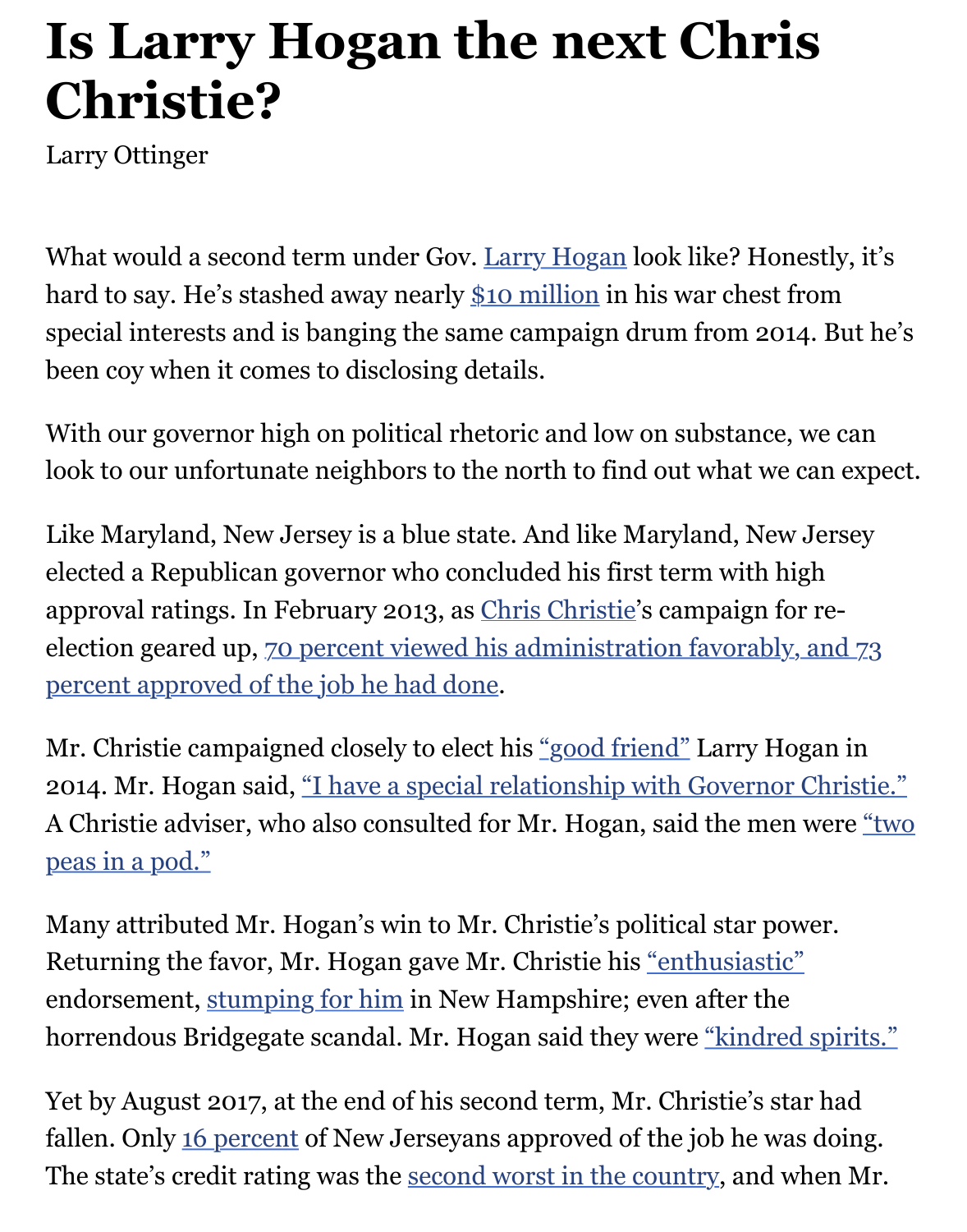# Is Larry Hogan the next Chris Christie?

Larry Ottinger

What would a second term under Gov. Larry Hogan look like? Honestly, it's hard to say. He's stashed away nearly $10 million in his war chest from special interests and is banging the same campaign drum from 2014. But he's been coy when it comes to disclosing details.

With our governor high on political rhetoric and low on substance, we can look to our unfortunate neighbors to the north to find out what we can expect.

Like Maryland, New Jersey is a blue state. And like Maryland, New Jersey elected a Republican governor who concluded his first term with high approval ratings. In February 2013, as Chris Christie's campaign for re-election geared up, 70 percent viewed his administration favorably, and 73 percent approved of the job he had done.

Mr. Christie campaigned closely to elect his "good friend" Larry Hogan in 2014. Mr. Hogan said, "I have a special relationship with Governor Christie." A Christie adviser, who also consulted for Mr. Hogan, said the men were "two peas in a pod."

Many attributed Mr. Hogan's win to Mr. Christie's political star power. Returning the favor, Mr. Hogan gave Mr. Christie his "enthusiastic" endorsement, stumping for him in New Hampshire; even after the horrendous Bridgegate scandal. Mr. Hogan said they were "kindred spirits."

Yet by August 2017, at the end of his second term, Mr. Christie's star had fallen. Only 16 percent of New Jerseyans approved of the job he was doing. The state's credit rating was the second worst in the country, and when Mr.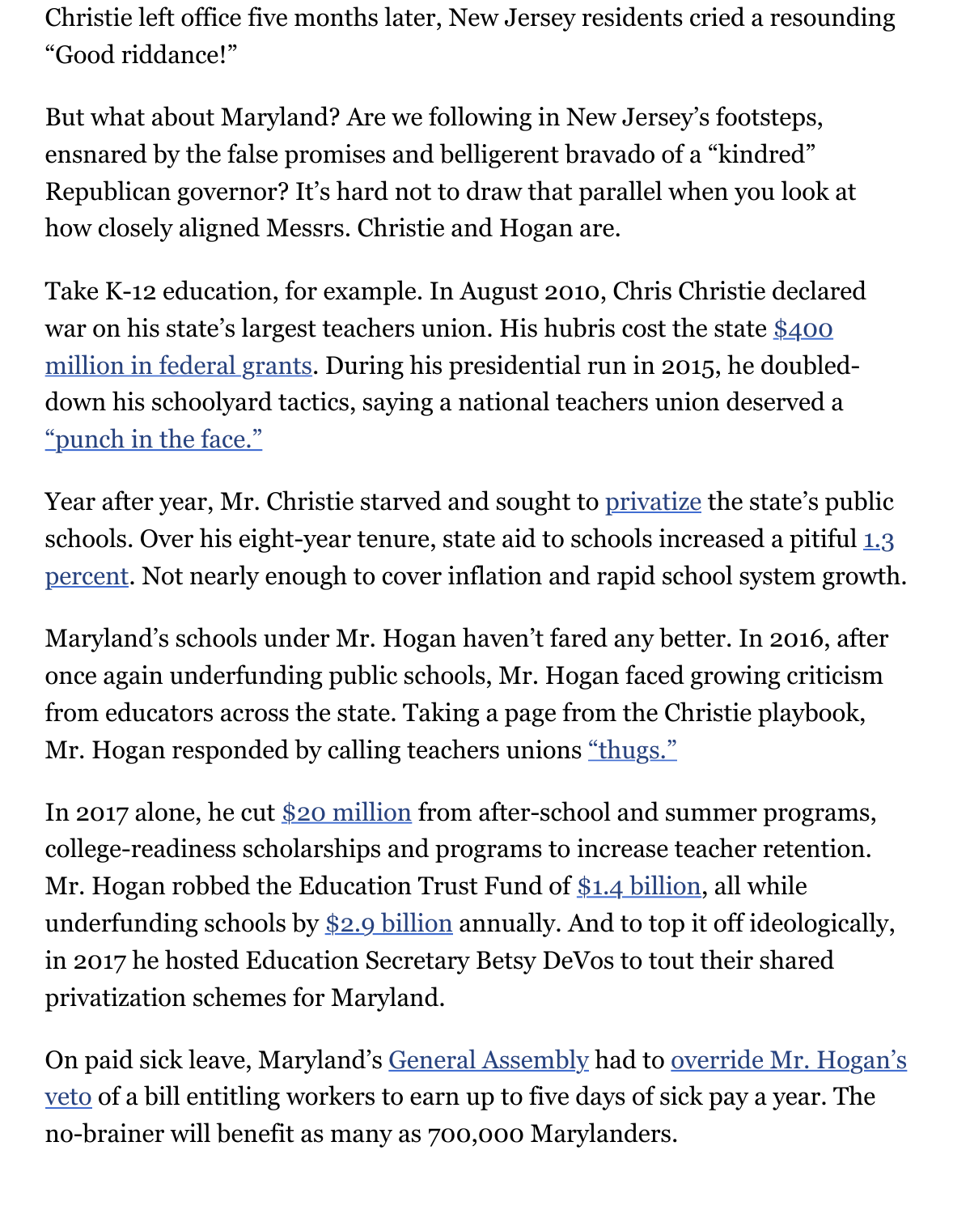Christie left office five months later, New Jersey residents cried a resounding "Good riddance!"

But what about Maryland? Are we following in New Jersey's footsteps, ensnared by the false promises and belligerent bravado of a "kindred" Republican governor? It's hard not to draw that parallel when you look at how closely aligned Messrs. Christie and Hogan are.

Take K-12 education, for example. In August 2010, Chris Christie declared war on his state's largest teachers union. His hubris cost the state $400 million in federal grants. During his presidential run in 2015, he doubled-down his schoolyard tactics, saying a national teachers union deserved a "punch in the face."

Year after year, Mr. Christie starved and sought to privatize the state's public schools. Over his eight-year tenure, state aid to schools increased a pitiful 1.3 percent. Not nearly enough to cover inflation and rapid school system growth.

Maryland's schools under Mr. Hogan haven't fared any better. In 2016, after once again underfunding public schools, Mr. Hogan faced growing criticism from educators across the state. Taking a page from the Christie playbook, Mr. Hogan responded by calling teachers unions "thugs."

In 2017 alone, he cut $20 million from after-school and summer programs, college-readiness scholarships and programs to increase teacher retention. Mr. Hogan robbed the Education Trust Fund of $1.4 billion, all while underfunding schools by $2.9 billion annually. And to top it off ideologically, in 2017 he hosted Education Secretary Betsy DeVos to tout their shared privatization schemes for Maryland.

On paid sick leave, Maryland's General Assembly had to override Mr. Hogan's veto of a bill entitling workers to earn up to five days of sick pay a year. The no-brainer will benefit as many as 700,000 Marylanders.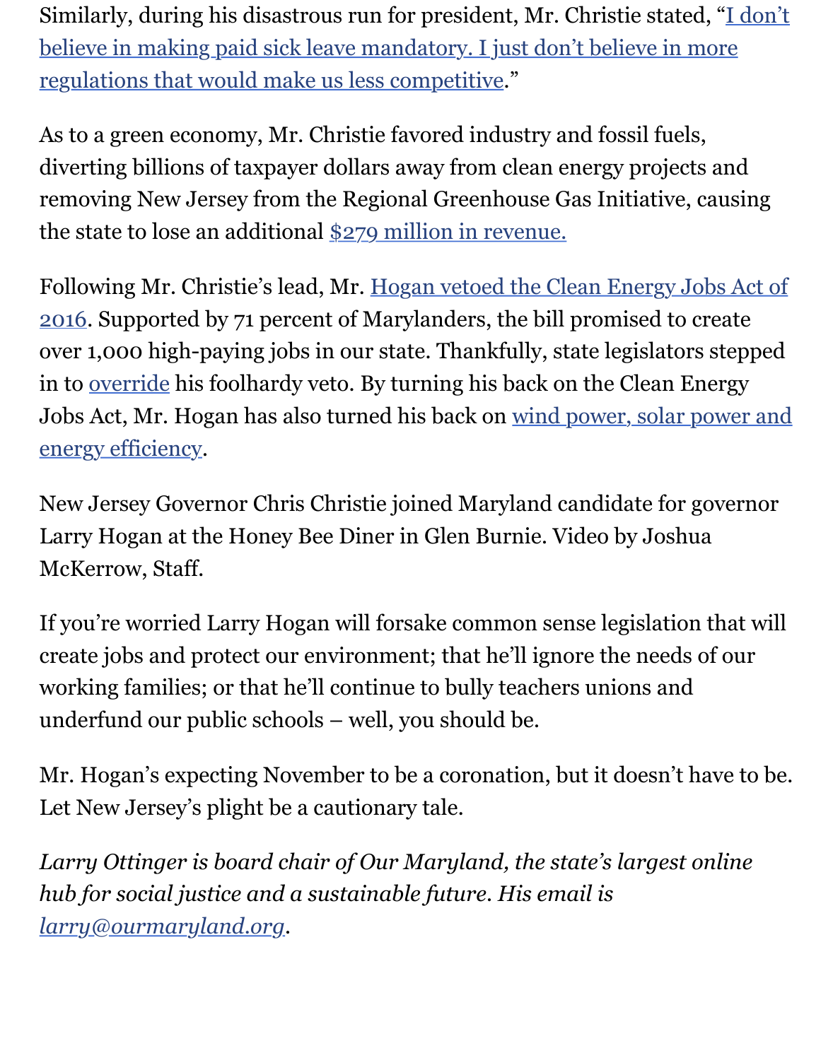Similarly, during his disastrous run for president, Mr. Christie stated, "I don't believe in making paid sick leave mandatory. I just don't believe in more regulations that would make us less competitive."

As to a green economy, Mr. Christie favored industry and fossil fuels, diverting billions of taxpayer dollars away from clean energy projects and removing New Jersey from the Regional Greenhouse Gas Initiative, causing the state to lose an additional $279 million in revenue.

Following Mr. Christie's lead, Mr. Hogan vetoed the Clean Energy Jobs Act of 2016. Supported by 71 percent of Marylanders, the bill promised to create over 1,000 high-paying jobs in our state. Thankfully, state legislators stepped in to override his foolhardy veto. By turning his back on the Clean Energy Jobs Act, Mr. Hogan has also turned his back on wind power, solar power and energy efficiency.

New Jersey Governor Chris Christie joined Maryland candidate for governor Larry Hogan at the Honey Bee Diner in Glen Burnie. Video by Joshua McKerrow, Staff.

If you're worried Larry Hogan will forsake common sense legislation that will create jobs and protect our environment; that he'll ignore the needs of our working families; or that he'll continue to bully teachers unions and underfund our public schools – well, you should be.

Mr. Hogan's expecting November to be a coronation, but it doesn't have to be. Let New Jersey's plight be a cautionary tale.

*Larry Ottinger is board chair of Our Maryland, the state's largest online hub for social justice and a sustainable future. His email is larry@ourmaryland.org.*